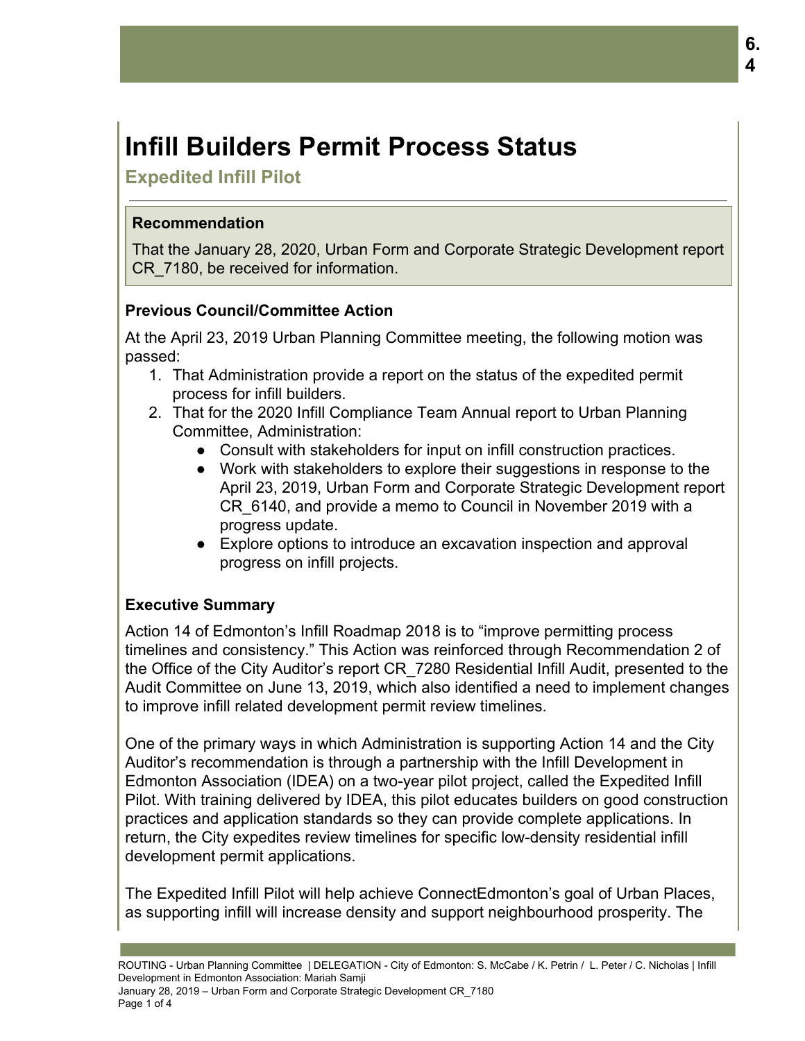# Infill Builders Permit Process Status

## Expedited Infill Pilot

**Recommendation**

That the January 28, 2020, Urban Form and Corporate Strategic Development report CR_7180, be received for information.

### Previous Council/Committee Action

At the April 23, 2019 Urban Planning Committee meeting, the following motion was passed:

1. That Administration provide a report on the status of the expedited permit process for infill builders.
2. That for the 2020 Infill Compliance Team Annual report to Urban Planning Committee, Administration:
   - Consult with stakeholders for input on infill construction practices.
   - Work with stakeholders to explore their suggestions in response to the April 23, 2019, Urban Form and Corporate Strategic Development report CR_6140, and provide a memo to Council in November 2019 with a progress update.
   - Explore options to introduce an excavation inspection and approval progress on infill projects.

### Executive Summary

Action 14 of Edmonton's Infill Roadmap 2018 is to "improve permitting process timelines and consistency." This Action was reinforced through Recommendation 2 of the Office of the City Auditor's report CR_7280 Residential Infill Audit, presented to the Audit Committee on June 13, 2019, which also identified a need to implement changes to improve infill related development permit review timelines.

One of the primary ways in which Administration is supporting Action 14 and the City Auditor's recommendation is through a partnership with the Infill Development in Edmonton Association (IDEA) on a two-year pilot project, called the Expedited Infill Pilot. With training delivered by IDEA, this pilot educates builders on good construction practices and application standards so they can provide complete applications. In return, the City expedites review timelines for specific low-density residential infill development permit applications.

The Expedited Infill Pilot will help achieve ConnectEdmonton's goal of Urban Places, as supporting infill will increase density and support neighbourhood prosperity. The

ROUTING - Urban Planning Committee | DELEGATION - City of Edmonton: S. McCabe / K. Petrin / L. Peter / C. Nicholas | Infill Development in Edmonton Association: Mariah Samji
January 28, 2019 – Urban Form and Corporate Strategic Development CR_7180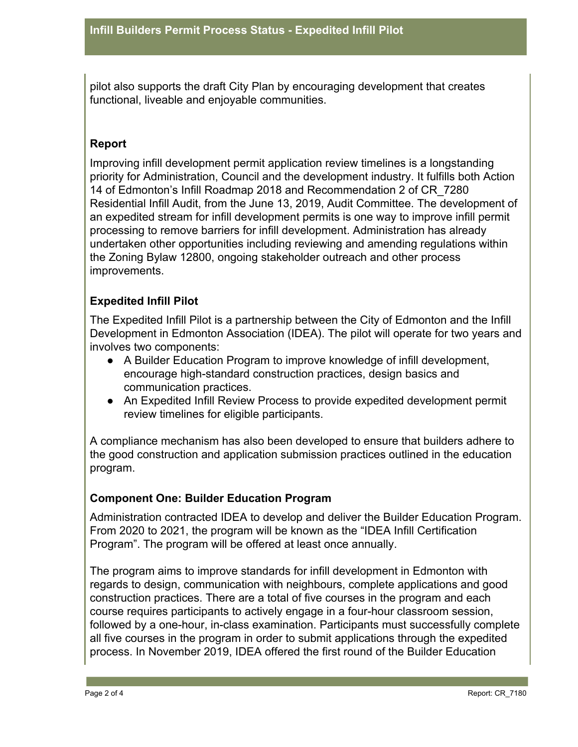pilot also supports the draft City Plan by encouraging development that creates functional, liveable and enjoyable communities.

## Report

Improving infill development permit application review timelines is a longstanding priority for Administration, Council and the development industry. It fulfills both Action 14 of Edmonton's Infill Roadmap 2018 and Recommendation 2 of CR_7280 Residential Infill Audit, from the June 13, 2019, Audit Committee. The development of an expedited stream for infill development permits is one way to improve infill permit processing to remove barriers for infill development. Administration has already undertaken other opportunities including reviewing and amending regulations within the Zoning Bylaw 12800, ongoing stakeholder outreach and other process improvements.

## Expedited Infill Pilot

The Expedited Infill Pilot is a partnership between the City of Edmonton and the Infill Development in Edmonton Association (IDEA). The pilot will operate for two years and involves two components:

- A Builder Education Program to improve knowledge of infill development, encourage high-standard construction practices, design basics and communication practices.
- An Expedited Infill Review Process to provide expedited development permit review timelines for eligible participants.

A compliance mechanism has also been developed to ensure that builders adhere to the good construction and application submission practices outlined in the education program.

## Component One: Builder Education Program

Administration contracted IDEA to develop and deliver the Builder Education Program. From 2020 to 2021, the program will be known as the "IDEA Infill Certification Program". The program will be offered at least once annually.

The program aims to improve standards for infill development in Edmonton with regards to design, communication with neighbours, complete applications and good construction practices. There are a total of five courses in the program and each course requires participants to actively engage in a four-hour classroom session, followed by a one-hour, in-class examination. Participants must successfully complete all five courses in the program in order to submit applications through the expedited process. In November 2019, IDEA offered the first round of the Builder Education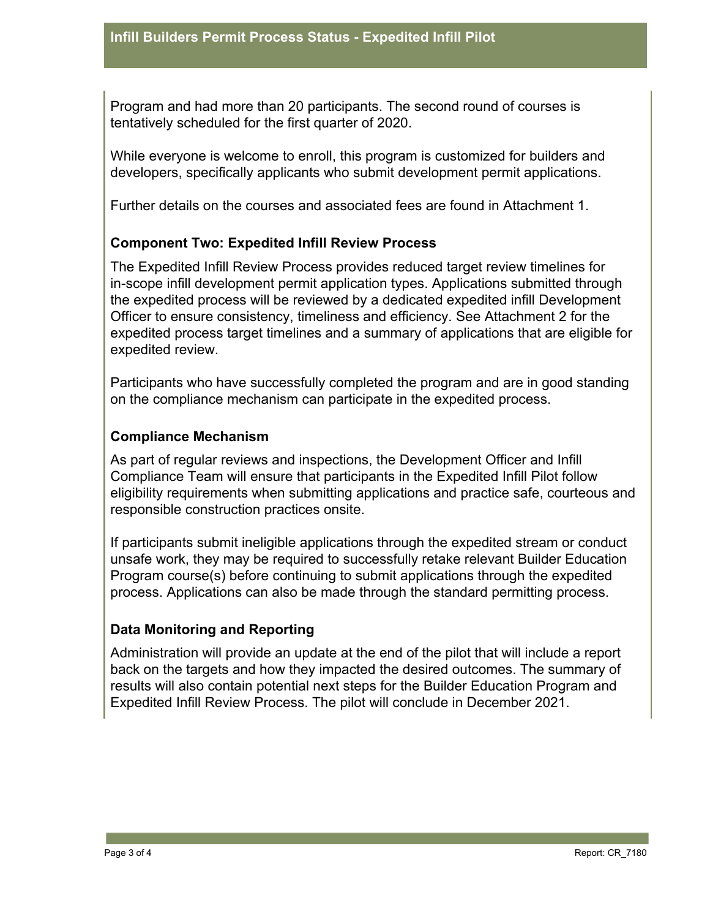Program and had more than 20 participants. The second round of courses is tentatively scheduled for the first quarter of 2020.

While everyone is welcome to enroll, this program is customized for builders and developers, specifically applicants who submit development permit applications.

Further details on the courses and associated fees are found in Attachment 1.

### Component Two: Expedited Infill Review Process

The Expedited Infill Review Process provides reduced target review timelines for in-scope infill development permit application types. Applications submitted through the expedited process will be reviewed by a dedicated expedited infill Development Officer to ensure consistency, timeliness and efficiency. See Attachment 2 for the expedited process target timelines and a summary of applications that are eligible for expedited review.

Participants who have successfully completed the program and are in good standing on the compliance mechanism can participate in the expedited process.

### Compliance Mechanism

As part of regular reviews and inspections, the Development Officer and Infill Compliance Team will ensure that participants in the Expedited Infill Pilot follow eligibility requirements when submitting applications and practice safe, courteous and responsible construction practices onsite.

If participants submit ineligible applications through the expedited stream or conduct unsafe work, they may be required to successfully retake relevant Builder Education Program course(s) before continuing to submit applications through the expedited process. Applications can also be made through the standard permitting process.

### Data Monitoring and Reporting

Administration will provide an update at the end of the pilot that will include a report back on the targets and how they impacted the desired outcomes. The summary of results will also contain potential next steps for the Builder Education Program and Expedited Infill Review Process. The pilot will conclude in December 2021.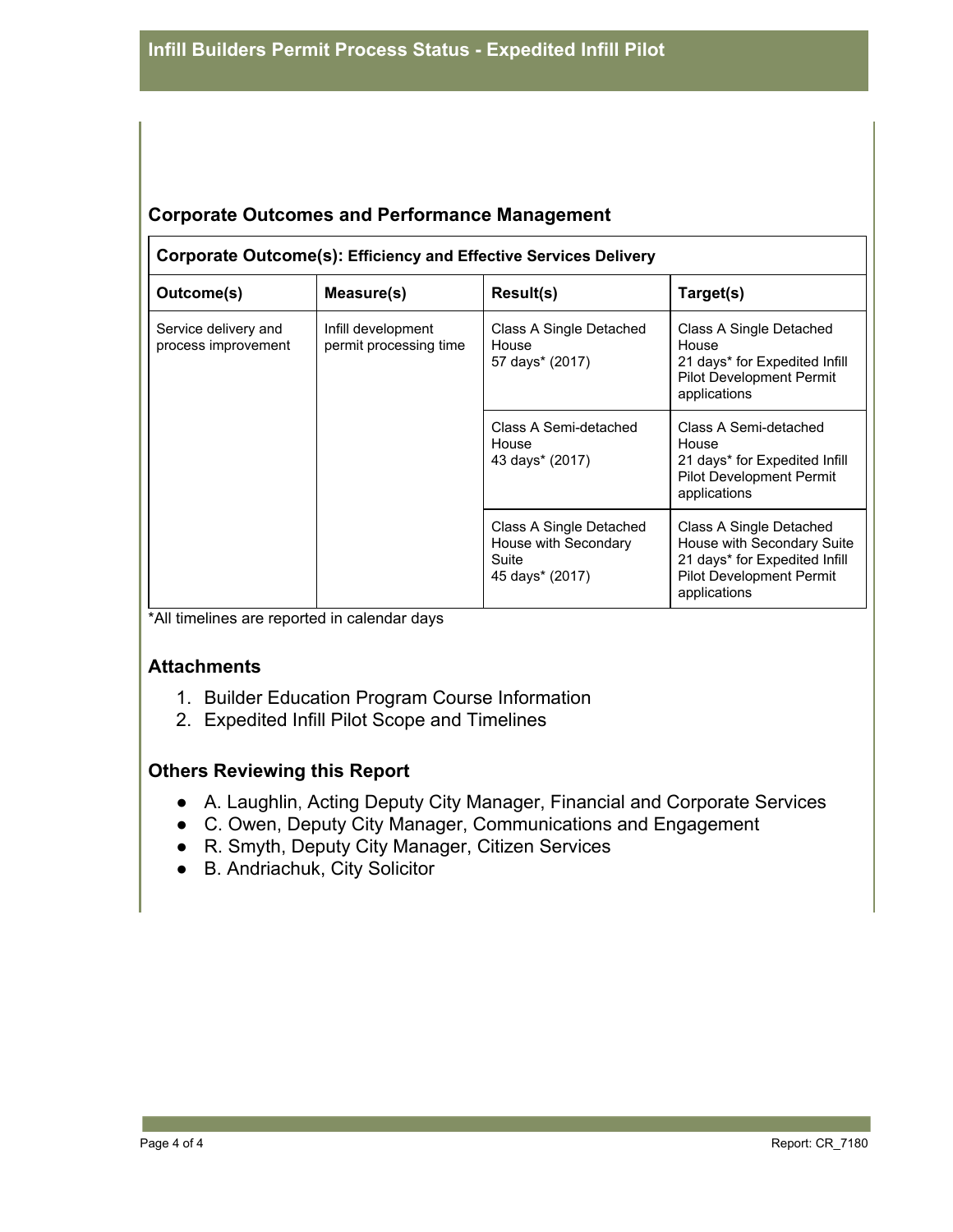## Corporate Outcomes and Performance Management

| Corporate Outcome(s): Efficiency and Effective Services Delivery | | | |
|---|---|---|---|
| **Outcome(s)** | **Measure(s)** | **Result(s)** | **Target(s)** |
| Service delivery and process improvement | Infill development permit processing time | Class A Single Detached House 57 days* (2017) | Class A Single Detached House 21 days* for Expedited Infill Pilot Development Permit applications |
| | | Class A Semi-detached House 43 days* (2017) | Class A Semi-detached House 21 days* for Expedited Infill Pilot Development Permit applications |
| | | Class A Single Detached House with Secondary Suite 45 days* (2017) | Class A Single Detached House with Secondary Suite 21 days* for Expedited Infill Pilot Development Permit applications |

*All timelines are reported in calendar days

## Attachments

1. Builder Education Program Course Information
2. Expedited Infill Pilot Scope and Timelines

## Others Reviewing this Report

- A. Laughlin, Acting Deputy City Manager, Financial and Corporate Services
- C. Owen, Deputy City Manager, Communications and Engagement
- R. Smyth, Deputy City Manager, Citizen Services
- B. Andriachuk, City Solicitor